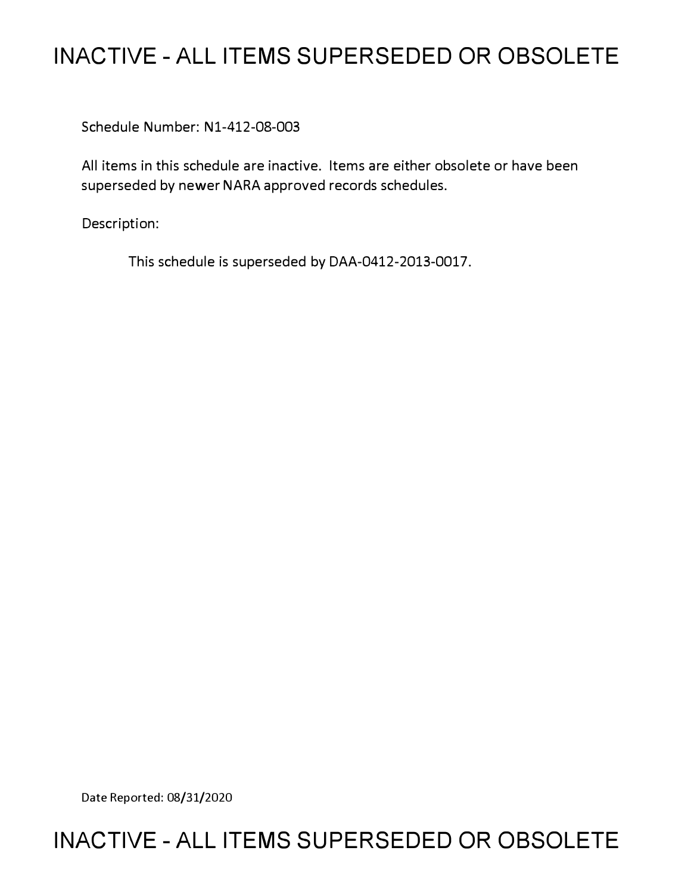# INACTIVE - ALL ITEMS SUPERSEDED OR OBSOLETE

Schedule Number: N1-412-08-003

All items in this schedule are inactive. Items are either obsolete or have been superseded by newer NARA approved records schedules.

Description:

This schedule is superseded by DAA-0412-2013-0017.

Date Reported: 08/31/2020

# INACTIVE - ALL ITEMS SUPERSEDED OR OBSOLETE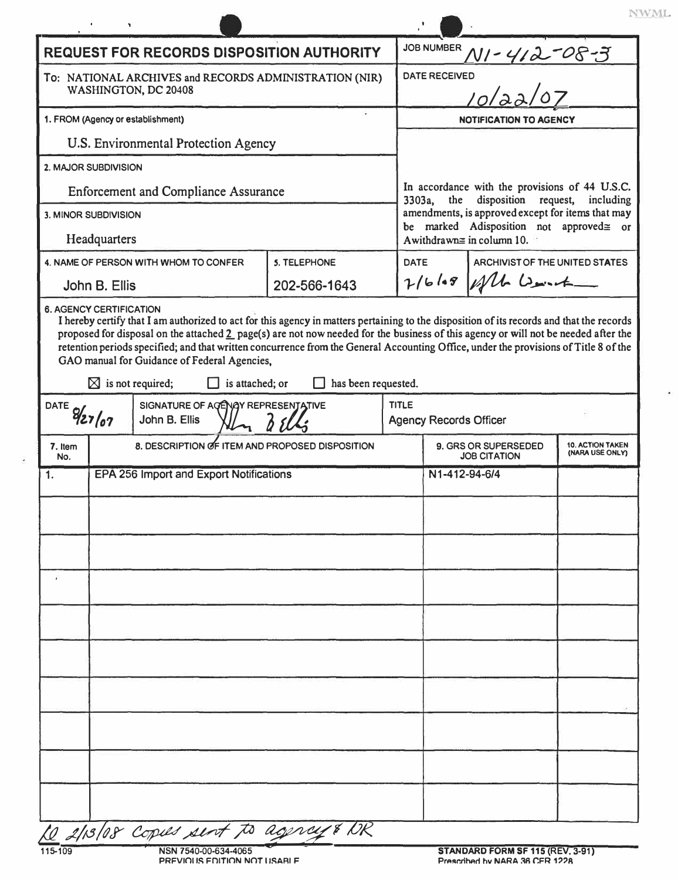# REQUEST FOR RECORDS DISPOSITION AUTHORITY

**JOB NUMBER** N1-412-08-3

**To:** NATIONAL ARCHIVES and RECORDS ADMINISTRATION (NIR) WASHINGTON, DC 20408

**DATE RECEIVED** 10/22/07

**1. FROM (Agency or establishment)**
U.S. Environmental Protection Agency

**2. MAJOR SUBDIVISION**
Enforcement and Compliance Assurance

**3. MINOR SUBDIVISION**
Headquarters

**NOTIFICATION TO AGENCY**

In accordance with the provisions of 44 U.S.C. 3303a, the disposition request, including amendments, is approved except for items that may be marked Adisposition not approved≅ or Awithdrawn≅ in column 10.

**4. NAME OF PERSON WITH WHOM TO CONFER**
John B. Ellis

**5. TELEPHONE**
202-566-1643

**DATE** 7/6/08

**ARCHIVIST OF THE UNITED STATES** [signature]

**6. AGENCY CERTIFICATION**

I hereby certify that I am authorized to act for this agency in matters pertaining to the disposition of its records and that the records proposed for disposal on the attached 2 page(s) are not now needed for the business of this agency or will not be needed after the retention periods specified; and that written concurrence from the General Accounting Office, under the provisions of Title 8 of the GAO manual for Guidance of Federal Agencies,

☒ is not required; ☐ is attached; or ☐ has been requested.

**DATE** 8/27/07

**SIGNATURE OF AGENCY REPRESENTATIVE** John B. Ellis [signature]

**TITLE** Agency Records Officer

| 7. Item No. | 8. DESCRIPTION OF ITEM AND PROPOSED DISPOSITION | 9. GRS OR SUPERSEDED JOB CITATION | 10. ACTION TAKEN (NARA USE ONLY) |
|---|---|---|---|
| 1. | EPA 256 Import and Export Notifications | N1-412-94-6/4 | |

LC 2/13/08 Copies sent to agency & NR

115-109 NSN 7540-00-634-4065 PREVIOUS EDITION NOT USABLE

STANDARD FORM SF 115 (REV. 3-91) Prescribed by NARA 36 CFR 1228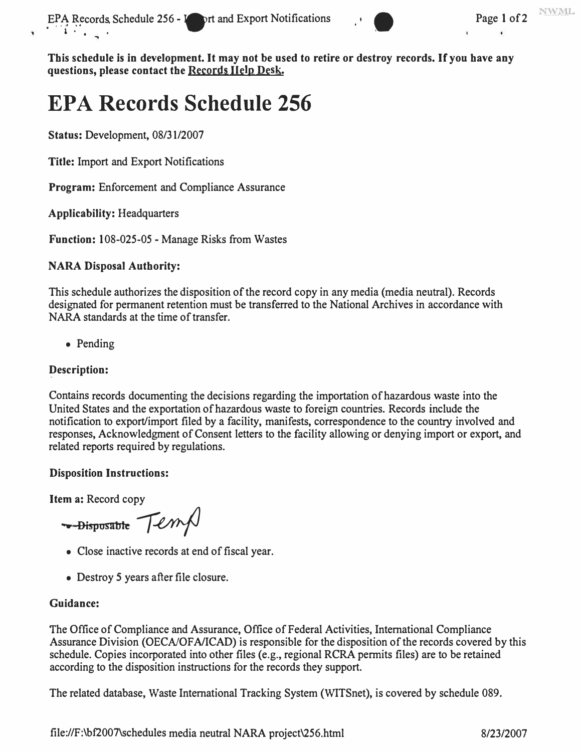**This schedule is in development. It may not be used to retire or destroy records. If you have any questions, please contact the Records Help Desk.**

# EPA Records Schedule 256

**Status:** Development, 08/31/2007

**Title:** Import and Export Notifications

**Program:** Enforcement and Compliance Assurance

**Applicability:** Headquarters

**Function:** 108-025-05 - Manage Risks from Wastes

**NARA Disposal Authority:**

This schedule authorizes the disposition of the record copy in any media (media neutral). Records designated for permanent retention must be transferred to the National Archives in accordance with NARA standards at the time of transfer.

- Pending

**Description:**

Contains records documenting the decisions regarding the importation of hazardous waste into the United States and the exportation of hazardous waste to foreign countries. Records include the notification to export/import filed by a facility, manifests, correspondence to the country involved and responses, Acknowledgment of Consent letters to the facility allowing or denying import or export, and related reports required by regulations.

**Disposition Instructions:**

**Item a:** Record copy

- ~~Disposable~~ Temp
- Close inactive records at end of fiscal year.
- Destroy 5 years after file closure.

**Guidance:**

The Office of Compliance and Assurance, Office of Federal Activities, International Compliance Assurance Division (OECA/OFA/ICAD) is responsible for the disposition of the records covered by this schedule. Copies incorporated into other files (e.g., regional RCRA permits files) are to be retained according to the disposition instructions for the records they support.

The related database, Waste International Tracking System (WITSnet), is covered by schedule 089.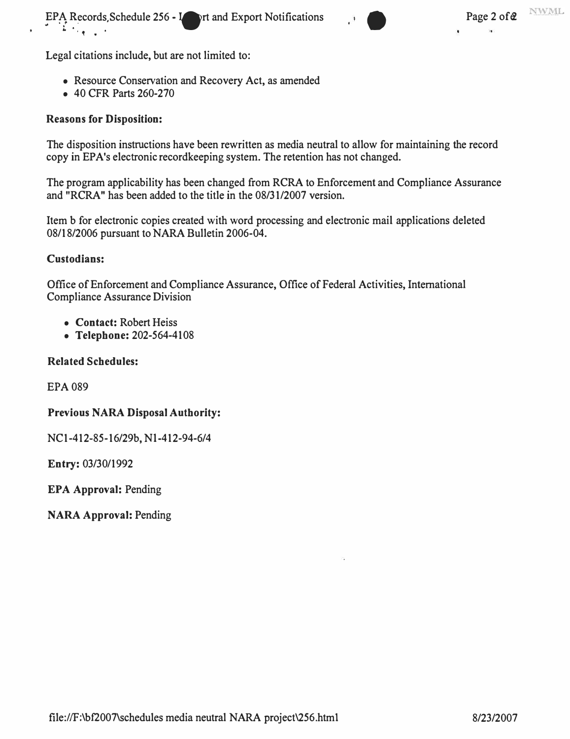Legal citations include, but are not limited to:

- Resource Conservation and Recovery Act, as amended
- 40 CFR Parts 260-270

**Reasons for Disposition:**

The disposition instructions have been rewritten as media neutral to allow for maintaining the record copy in EPA's electronic recordkeeping system. The retention has not changed.

The program applicability has been changed from RCRA to Enforcement and Compliance Assurance and "RCRA" has been added to the title in the 08/31/2007 version.

Item b for electronic copies created with word processing and electronic mail applications deleted 08/18/2006 pursuant to NARA Bulletin 2006-04.

**Custodians:**

Office of Enforcement and Compliance Assurance, Office of Federal Activities, International Compliance Assurance Division

- **Contact:** Robert Heiss
- **Telephone:** 202-564-4108

**Related Schedules:**

EPA 089

**Previous NARA Disposal Authority:**

NC1-412-85-16/29b, N1-412-94-6/4

**Entry:** 03/30/1992

**EPA Approval:** Pending

**NARA Approval:** Pending